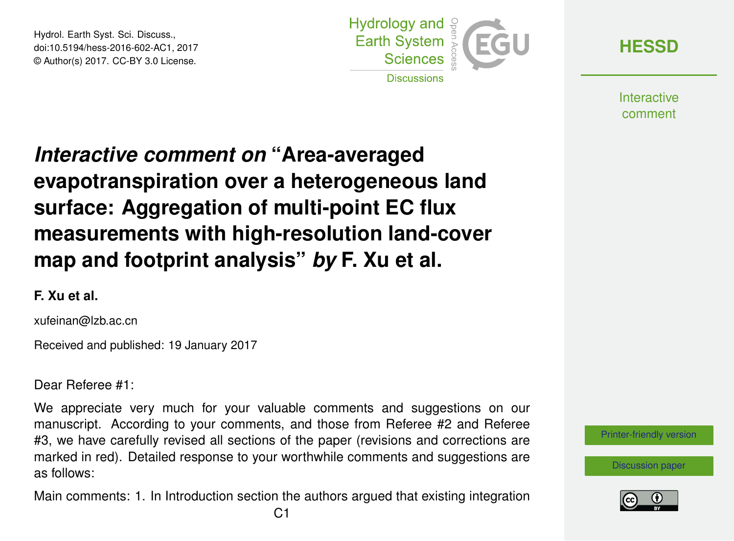# *Interactive comment on* "Area-averaged evapotranspiration over a heterogeneous land surface: Aggregation of multi-point EC flux measurements with high-resolution land-cover map and footprint analysis" *by* F. Xu et al.

**F. Xu et al.**

xufeinan@lzb.ac.cn

Received and published: 19 January 2017

Dear Referee #1:

We appreciate very much for your valuable comments and suggestions on our manuscript. According to your comments, and those from Referee #2 and Referee #3, we have carefully revised all sections of the paper (revisions and corrections are marked in red). Detailed response to your worthwhile comments and suggestions are as follows:

Main comments: 1. In Introduction section the authors argued that existing integration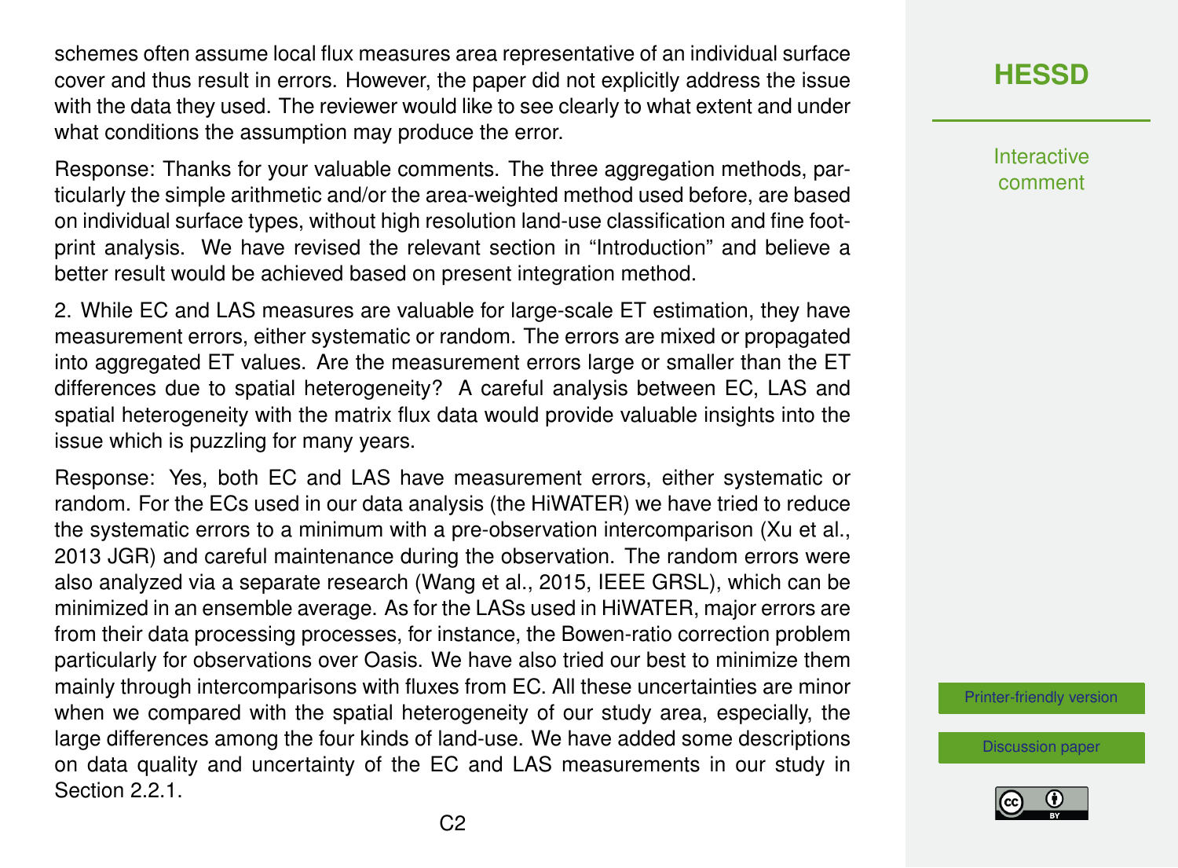schemes often assume local flux measures area representative of an individual surface cover and thus result in errors. However, the paper did not explicitly address the issue with the data they used. The reviewer would like to see clearly to what extent and under what conditions the assumption may produce the error.

Response: Thanks for your valuable comments. The three aggregation methods, particularly the simple arithmetic and/or the area-weighted method used before, are based on individual surface types, without high resolution land-use classification and fine footprint analysis. We have revised the relevant section in "Introduction" and believe a better result would be achieved based on present integration method.

2. While EC and LAS measures are valuable for large-scale ET estimation, they have measurement errors, either systematic or random. The errors are mixed or propagated into aggregated ET values. Are the measurement errors large or smaller than the ET differences due to spatial heterogeneity? A careful analysis between EC, LAS and spatial heterogeneity with the matrix flux data would provide valuable insights into the issue which is puzzling for many years.

Response: Yes, both EC and LAS have measurement errors, either systematic or random. For the ECs used in our data analysis (the HiWATER) we have tried to reduce the systematic errors to a minimum with a pre-observation intercomparison (Xu et al., 2013 JGR) and careful maintenance during the observation. The random errors were also analyzed via a separate research (Wang et al., 2015, IEEE GRSL), which can be minimized in an ensemble average. As for the LASs used in HiWATER, major errors are from their data processing processes, for instance, the Bowen-ratio correction problem particularly for observations over Oasis. We have also tried our best to minimize them mainly through intercomparisons with fluxes from EC. All these uncertainties are minor when we compared with the spatial heterogeneity of our study area, especially, the large differences among the four kinds of land-use. We have added some descriptions on data quality and uncertainty of the EC and LAS measurements in our study in Section 2.2.1.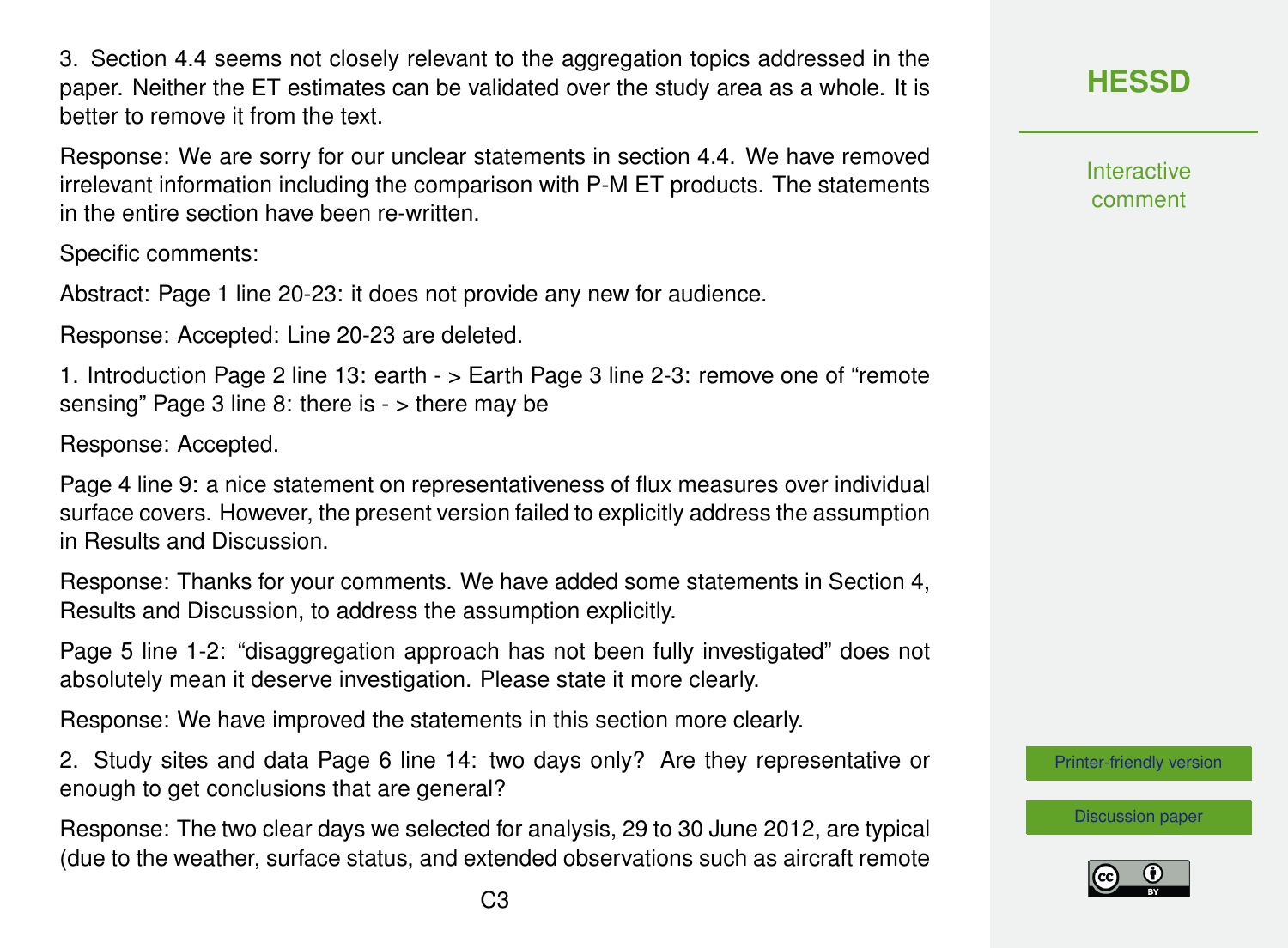3. Section 4.4 seems not closely relevant to the aggregation topics addressed in the paper. Neither the ET estimates can be validated over the study area as a whole. It is better to remove it from the text.

Response: We are sorry for our unclear statements in section 4.4. We have removed irrelevant information including the comparison with P-M ET products. The statements in the entire section have been re-written.

Specific comments:

Abstract: Page 1 line 20-23: it does not provide any new for audience.

Response: Accepted: Line 20-23 are deleted.

1. Introduction Page 2 line 13: earth - > Earth Page 3 line 2-3: remove one of "remote sensing" Page 3 line 8: there is - > there may be

Response: Accepted.

Page 4 line 9: a nice statement on representativeness of flux measures over individual surface covers. However, the present version failed to explicitly address the assumption in Results and Discussion.

Response: Thanks for your comments. We have added some statements in Section 4, Results and Discussion, to address the assumption explicitly.

Page 5 line 1-2: "disaggregation approach has not been fully investigated" does not absolutely mean it deserve investigation. Please state it more clearly.

Response: We have improved the statements in this section more clearly.

2. Study sites and data Page 6 line 14: two days only? Are they representative or enough to get conclusions that are general?

Response: The two clear days we selected for analysis, 29 to 30 June 2012, are typical (due to the weather, surface status, and extended observations such as aircraft remote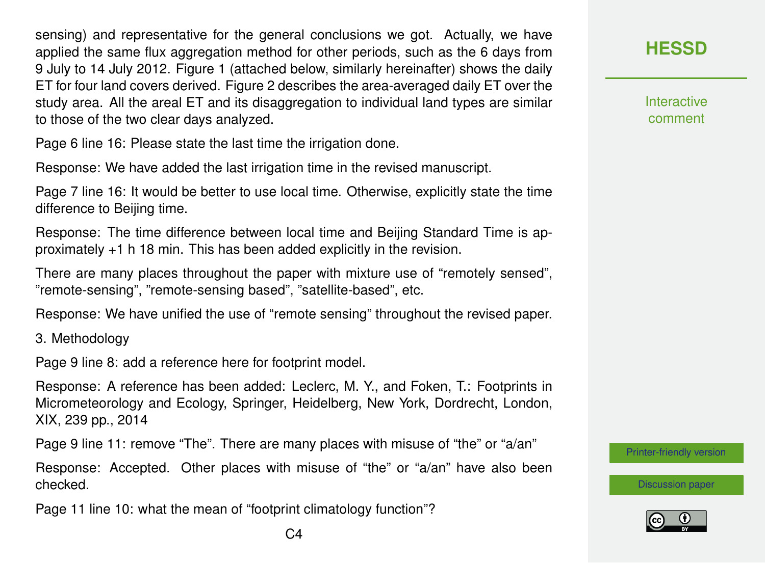sensing) and representative for the general conclusions we got. Actually, we have applied the same flux aggregation method for other periods, such as the 6 days from 9 July to 14 July 2012. Figure 1 (attached below, similarly hereinafter) shows the daily ET for four land covers derived. Figure 2 describes the area-averaged daily ET over the study area. All the areal ET and its disaggregation to individual land types are similar to those of the two clear days analyzed.

Page 6 line 16: Please state the last time the irrigation done.

Response: We have added the last irrigation time in the revised manuscript.

Page 7 line 16: It would be better to use local time. Otherwise, explicitly state the time difference to Beijing time.

Response: The time difference between local time and Beijing Standard Time is approximately +1 h 18 min. This has been added explicitly in the revision.

There are many places throughout the paper with mixture use of "remotely sensed", "remote-sensing", "remote-sensing based", "satellite-based", etc.

Response: We have unified the use of "remote sensing" throughout the revised paper.

3. Methodology

Page 9 line 8: add a reference here for footprint model.

Response: A reference has been added: Leclerc, M. Y., and Foken, T.: Footprints in Micrometeorology and Ecology, Springer, Heidelberg, New York, Dordrecht, London, XIX, 239 pp., 2014

Page 9 line 11: remove "The". There are many places with misuse of "the" or "a/an"

Response: Accepted. Other places with misuse of "the" or "a/an" have also been checked.

Page 11 line 10: what the mean of "footprint climatology function"?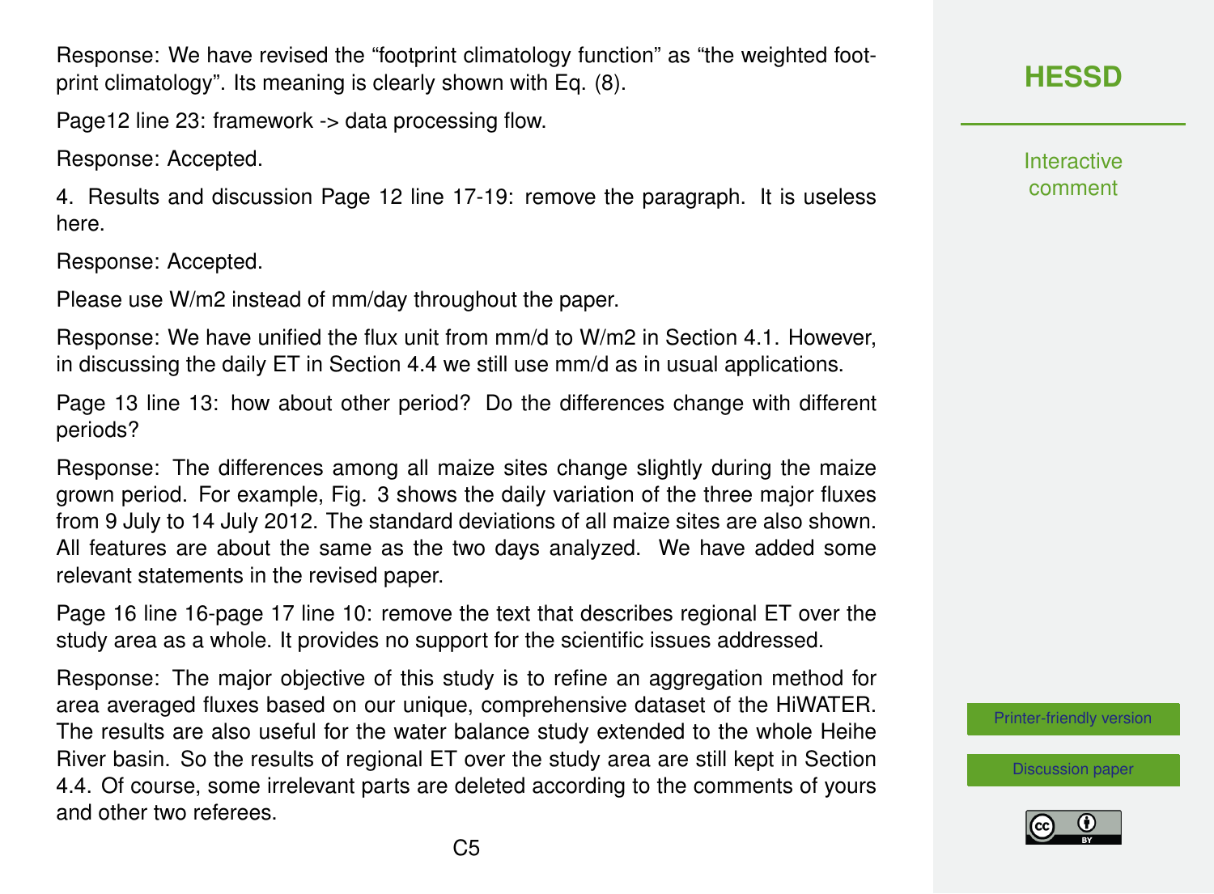Response: We have revised the "footprint climatology function" as "the weighted footprint climatology". Its meaning is clearly shown with Eq. (8).

Page12 line 23: framework -> data processing flow.

Response: Accepted.

4. Results and discussion Page 12 line 17-19: remove the paragraph. It is useless here.

Response: Accepted.

Please use W/m2 instead of mm/day throughout the paper.

Response: We have unified the flux unit from mm/d to W/m2 in Section 4.1. However, in discussing the daily ET in Section 4.4 we still use mm/d as in usual applications.

Page 13 line 13: how about other period? Do the differences change with different periods?

Response: The differences among all maize sites change slightly during the maize grown period. For example, Fig. 3 shows the daily variation of the three major fluxes from 9 July to 14 July 2012. The standard deviations of all maize sites are also shown. All features are about the same as the two days analyzed. We have added some relevant statements in the revised paper.

Page 16 line 16-page 17 line 10: remove the text that describes regional ET over the study area as a whole. It provides no support for the scientific issues addressed.

Response: The major objective of this study is to refine an aggregation method for area averaged fluxes based on our unique, comprehensive dataset of the HiWATER. The results are also useful for the water balance study extended to the whole Heihe River basin. So the results of regional ET over the study area are still kept in Section 4.4. Of course, some irrelevant parts are deleted according to the comments of yours and other two referees.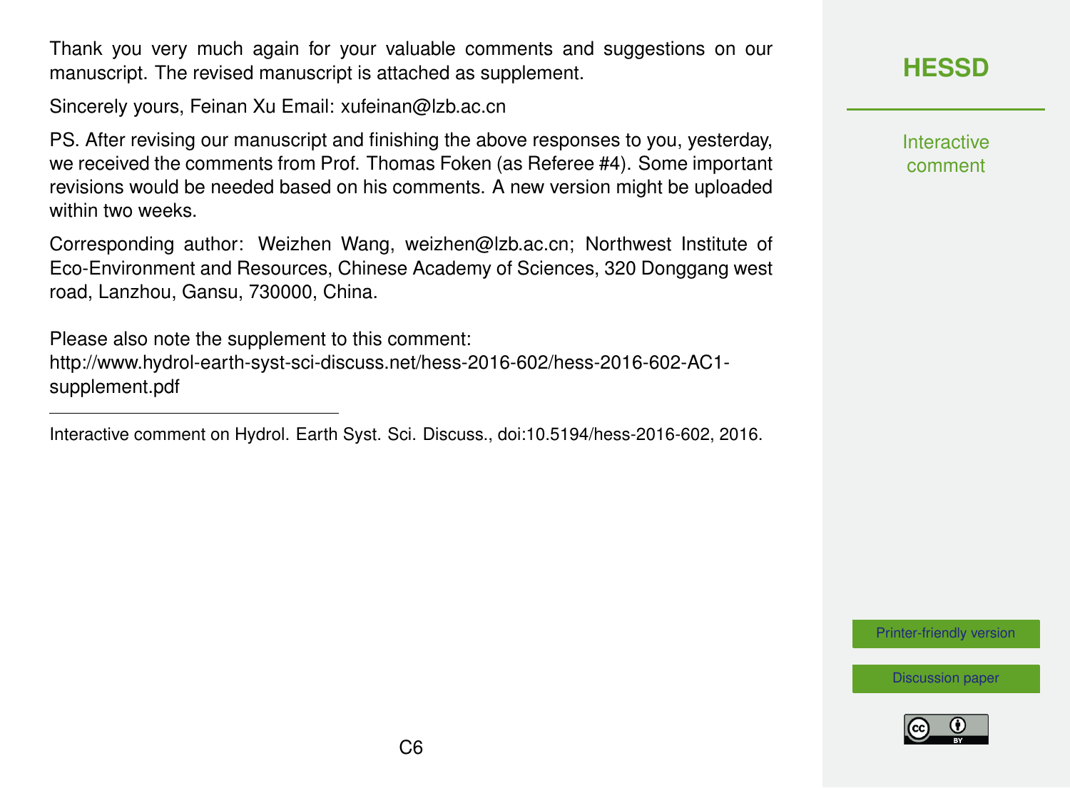Thank you very much again for your valuable comments and suggestions on our manuscript. The revised manuscript is attached as supplement.

Sincerely yours, Feinan Xu Email: xufeinan@lzb.ac.cn

PS. After revising our manuscript and finishing the above responses to you, yesterday, we received the comments from Prof. Thomas Foken (as Referee #4). Some important revisions would be needed based on his comments. A new version might be uploaded within two weeks.

Corresponding author: Weizhen Wang, weizhen@lzb.ac.cn; Northwest Institute of Eco-Environment and Resources, Chinese Academy of Sciences, 320 Donggang west road, Lanzhou, Gansu, 730000, China.

Please also note the supplement to this comment:
http://www.hydrol-earth-syst-sci-discuss.net/hess-2016-602/hess-2016-602-AC1-supplement.pdf

---

Interactive comment on Hydrol. Earth Syst. Sci. Discuss., doi:10.5194/hess-2016-602, 2016.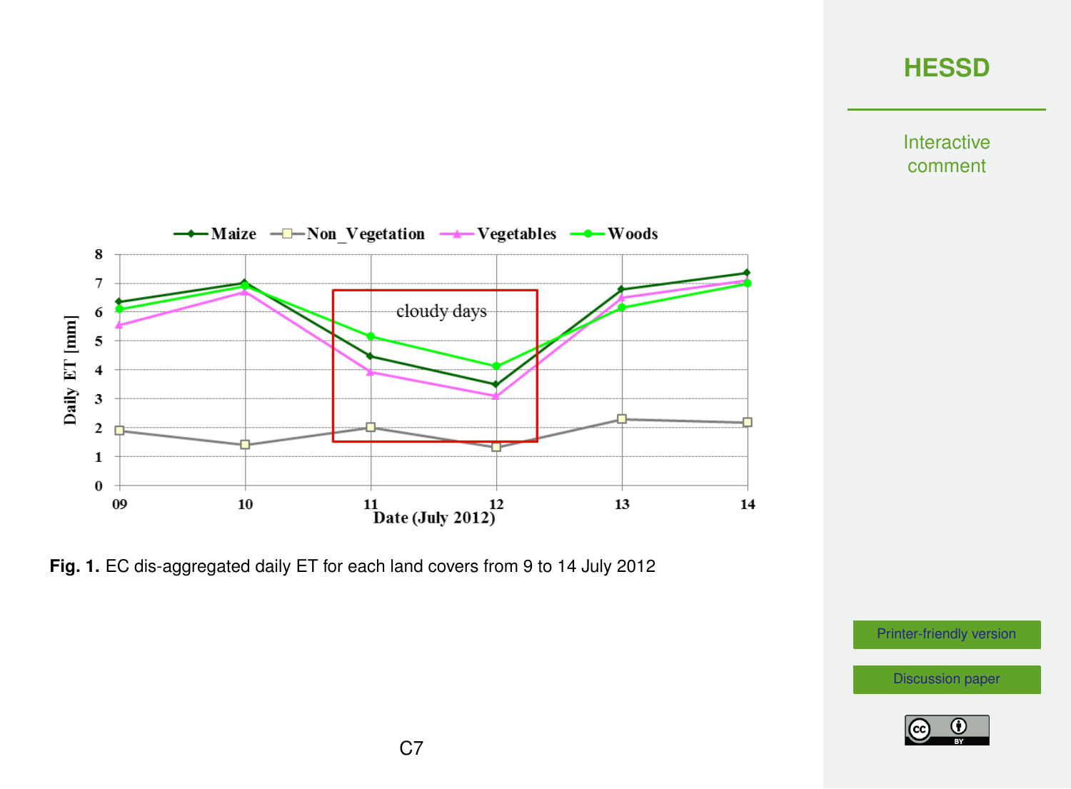Fig. 1. EC dis-aggregated daily ET for each land covers from 9 to 14 July 2012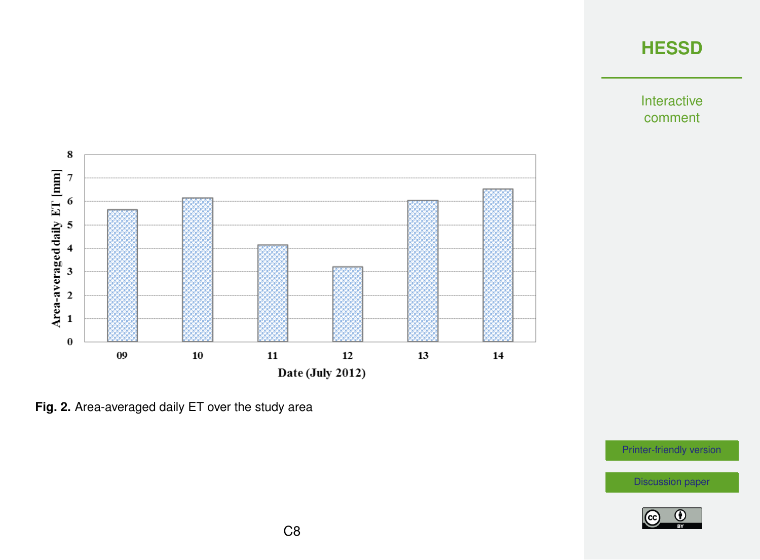Fig. 2. Area-averaged daily ET over the study area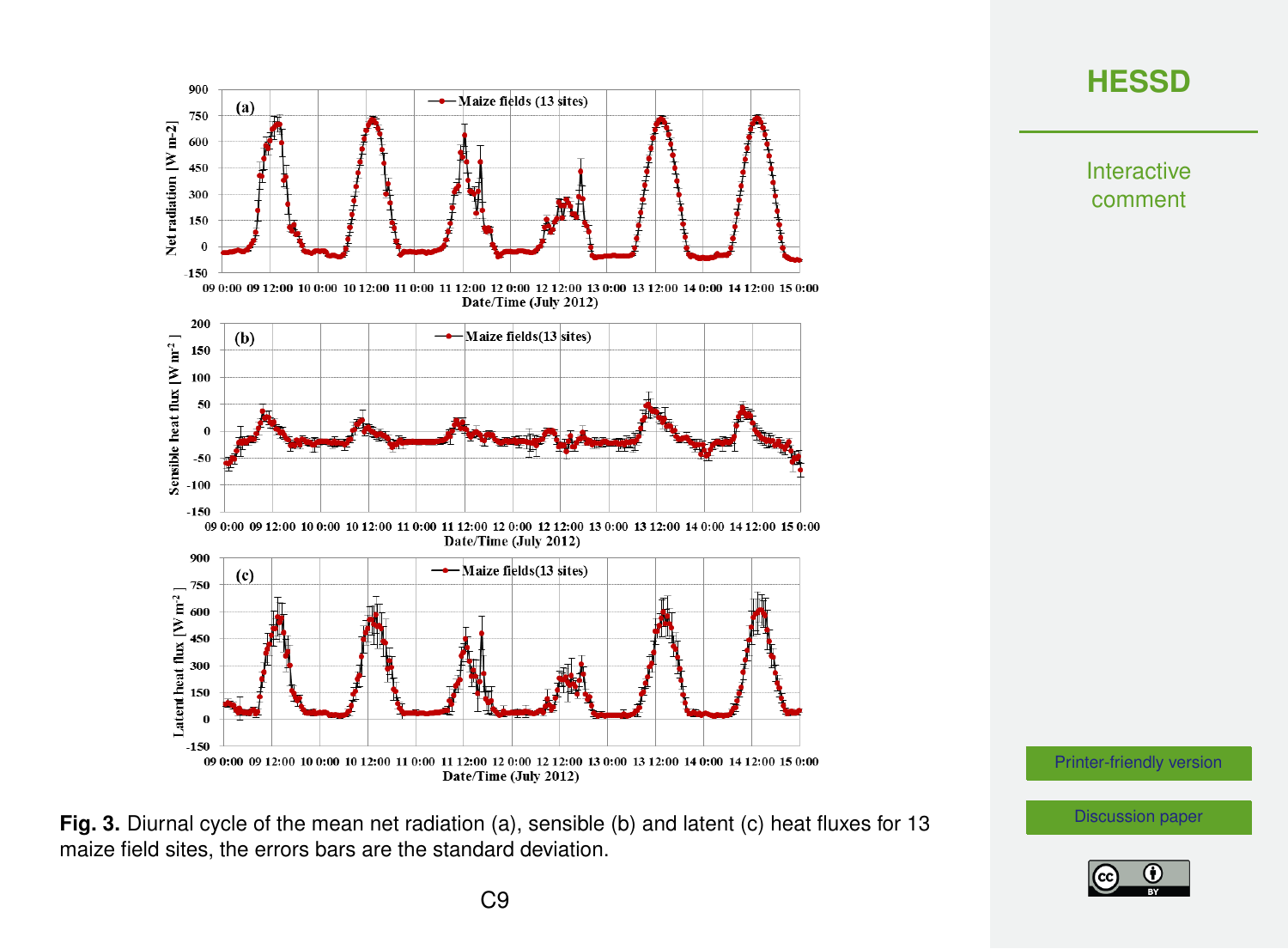(a)

Maize fields (13 sites)

Net radiation [W m-2]

900
750
600
450
300
150
0
-150

09 0:00 09 12:00 10 0:00 10 12:00 11 0:00 11 12:00 12 0:00 12 12:00 13 0:00 13 12:00 14 0:00 14 12:00 15 0:00

Date/Time (July 2012)

(b)

Maize fields(13 sites)

Sensible heat flux [W m$^{-2}$ ]

200
150
100
50
0
-50
-100
-150

09 0:00 09 12:00 10 0:00 10 12:00 11 0:00 11 12:00 12 0:00 12 12:00 13 0:00 13 12:00 14 0:00 14 12:00 15 0:00

Date/Time (July 2012)

(c)

Maize fields(13 sites)

Latent heat flux [W m$^{-2}$ ]

900
750
600
450
300
150
0
-150

09 0:00 09 12:00 10 0:00 10 12:00 11 0:00 11 12:00 12 0:00 12 12:00 13 0:00 13 12:00 14 0:00 14 12:00 15 0:00

Date/Time (July 2012)

**Fig. 3.** Diurnal cycle of the mean net radiation (a), sensible (b) and latent (c) heat fluxes for 13 maize field sites, the errors bars are the standard deviation.